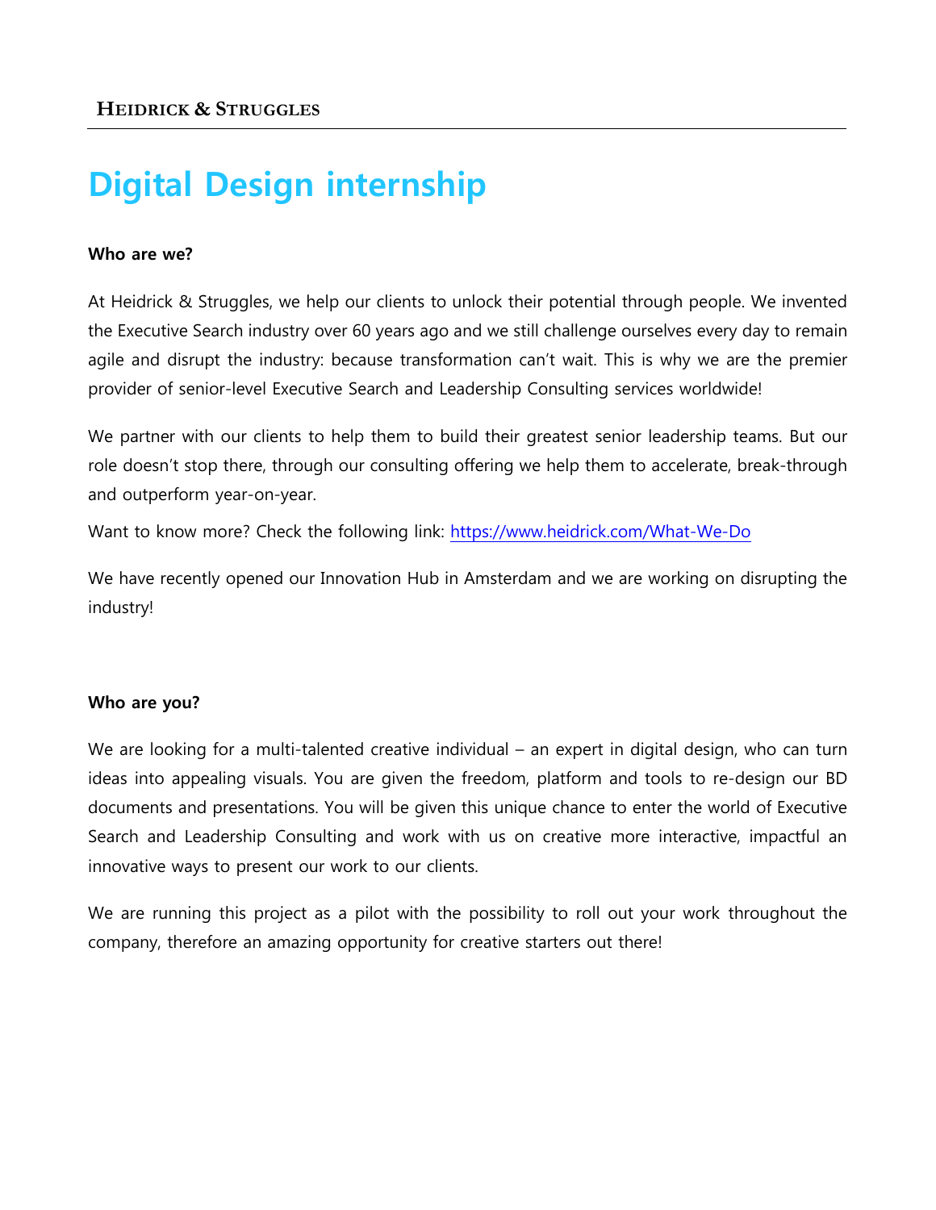HEIDRICK & STRUGGLES

# Digital Design internship

**Who are we?**

At Heidrick & Struggles, we help our clients to unlock their potential through people. We invented the Executive Search industry over 60 years ago and we still challenge ourselves every day to remain agile and disrupt the industry: because transformation can't wait. This is why we are the premier provider of senior-level Executive Search and Leadership Consulting services worldwide!

We partner with our clients to help them to build their greatest senior leadership teams. But our role doesn't stop there, through our consulting offering we help them to accelerate, break-through and outperform year-on-year.

Want to know more? Check the following link: [https://www.heidrick.com/What-We-Do](https://www.heidrick.com/What-We-Do)

We have recently opened our Innovation Hub in Amsterdam and we are working on disrupting the industry!

**Who are you?**

We are looking for a multi-talented creative individual – an expert in digital design, who can turn ideas into appealing visuals. You are given the freedom, platform and tools to re-design our BD documents and presentations. You will be given this unique chance to enter the world of Executive Search and Leadership Consulting and work with us on creative more interactive, impactful an innovative ways to present our work to our clients.

We are running this project as a pilot with the possibility to roll out your work throughout the company, therefore an amazing opportunity for creative starters out there!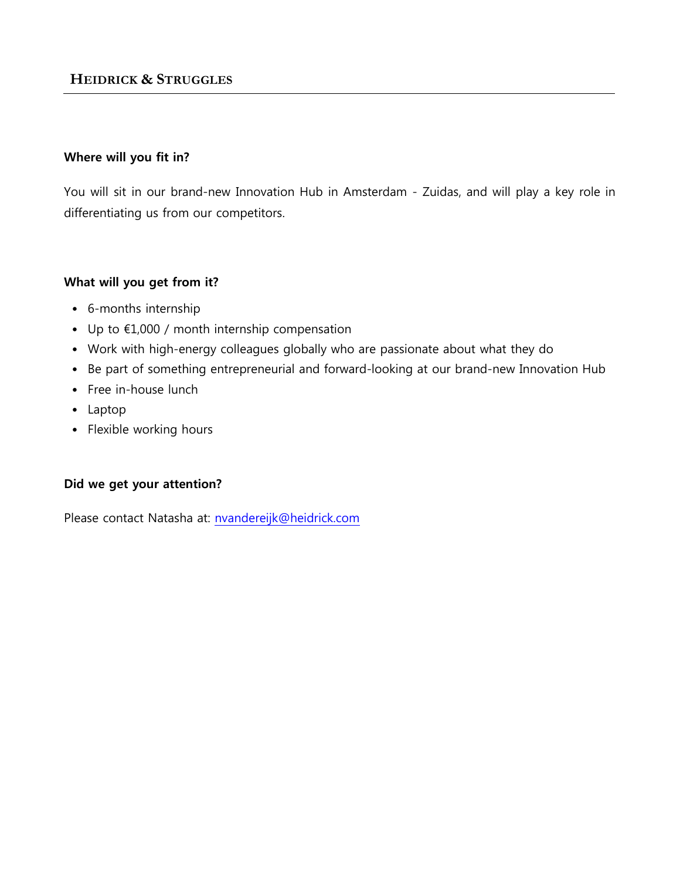**Where will you fit in?**

You will sit in our brand-new Innovation Hub in Amsterdam - Zuidas, and will play a key role in differentiating us from our competitors.

**What will you get from it?**

- 6-months internship
- Up to €1,000 / month internship compensation
- Work with high-energy colleagues globally who are passionate about what they do
- Be part of something entrepreneurial and forward-looking at our brand-new Innovation Hub
- Free in-house lunch
- Laptop
- Flexible working hours

**Did we get your attention?**

Please contact Natasha at: nvandereijk@heidrick.com